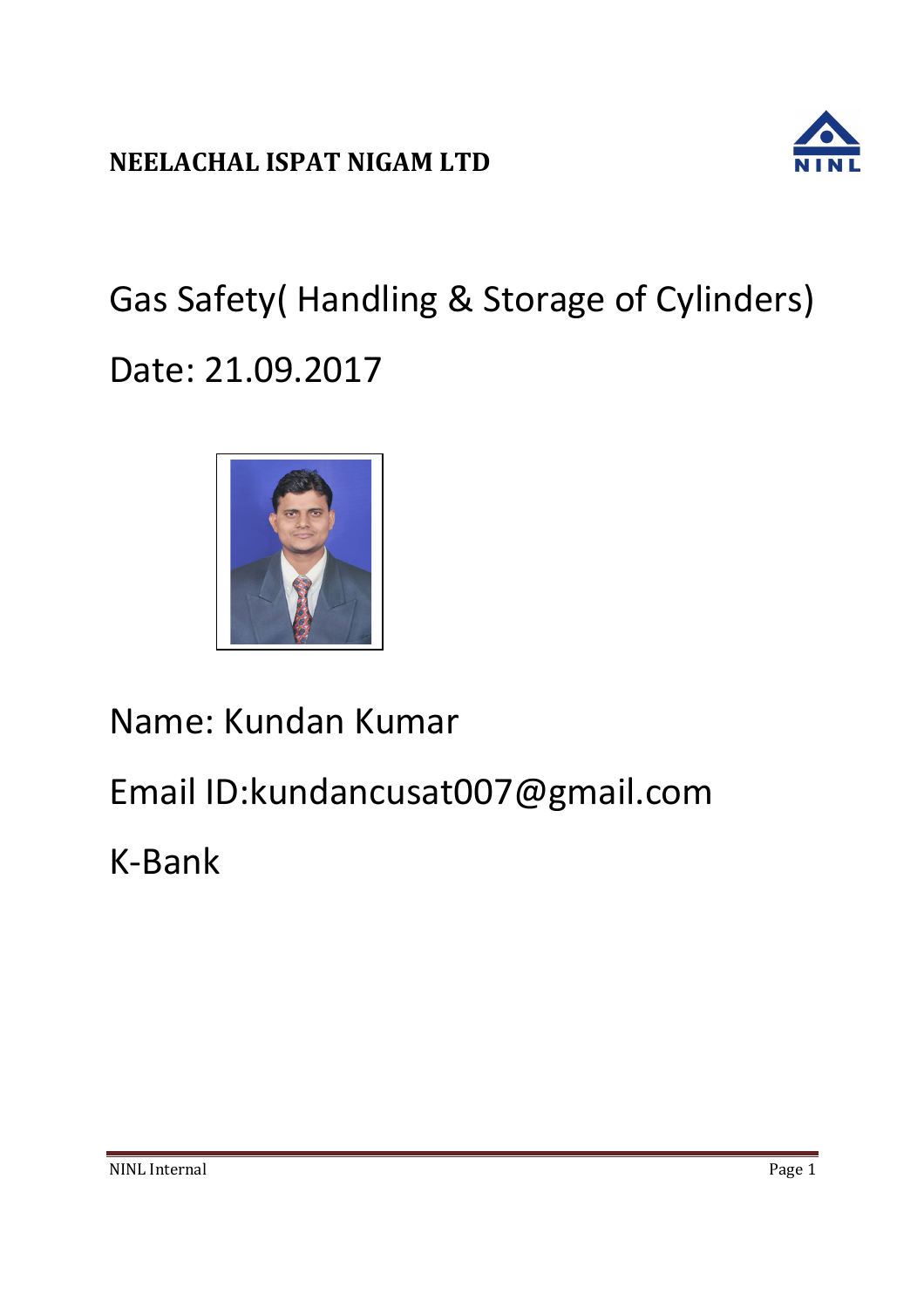**NEELACHAL ISPAT NIGAM LTD**

# Gas Safety( Handling & Storage of Cylinders)

Date: 21.09.2017

Name: Kundan Kumar

Email ID:kundancusat007@gmail.com

K-Bank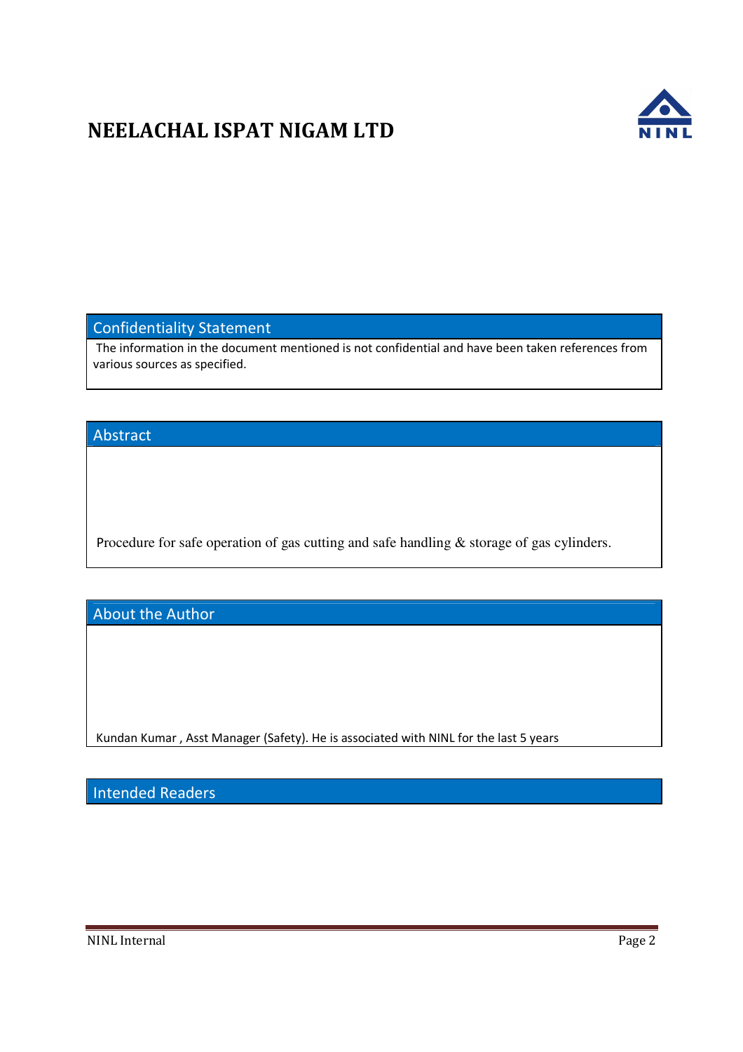# NEELACHAL ISPAT NIGAM LTD

## Confidentiality Statement

The information in the document mentioned is not confidential and have been taken references from various sources as specified.

## Abstract

Procedure for safe operation of gas cutting and safe handling & storage of gas cylinders.

## About the Author

Kundan Kumar , Asst Manager (Safety). He is associated with NINL for the last 5 years

## Intended Readers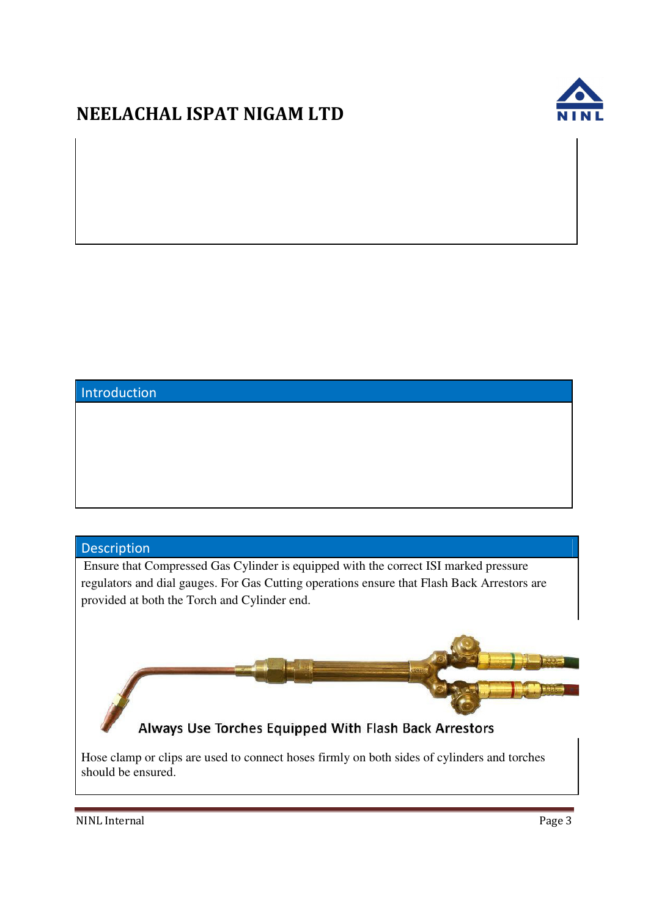## Introduction

## Description

Ensure that Compressed Gas Cylinder is equipped with the correct ISI marked pressure regulators and dial gauges. For Gas Cutting operations ensure that Flash Back Arrestors are provided at both the Torch and Cylinder end.

**Always Use Torches Equipped With Flash Back Arrestors**

Hose clamp or clips are used to connect hoses firmly on both sides of cylinders and torches should be ensured.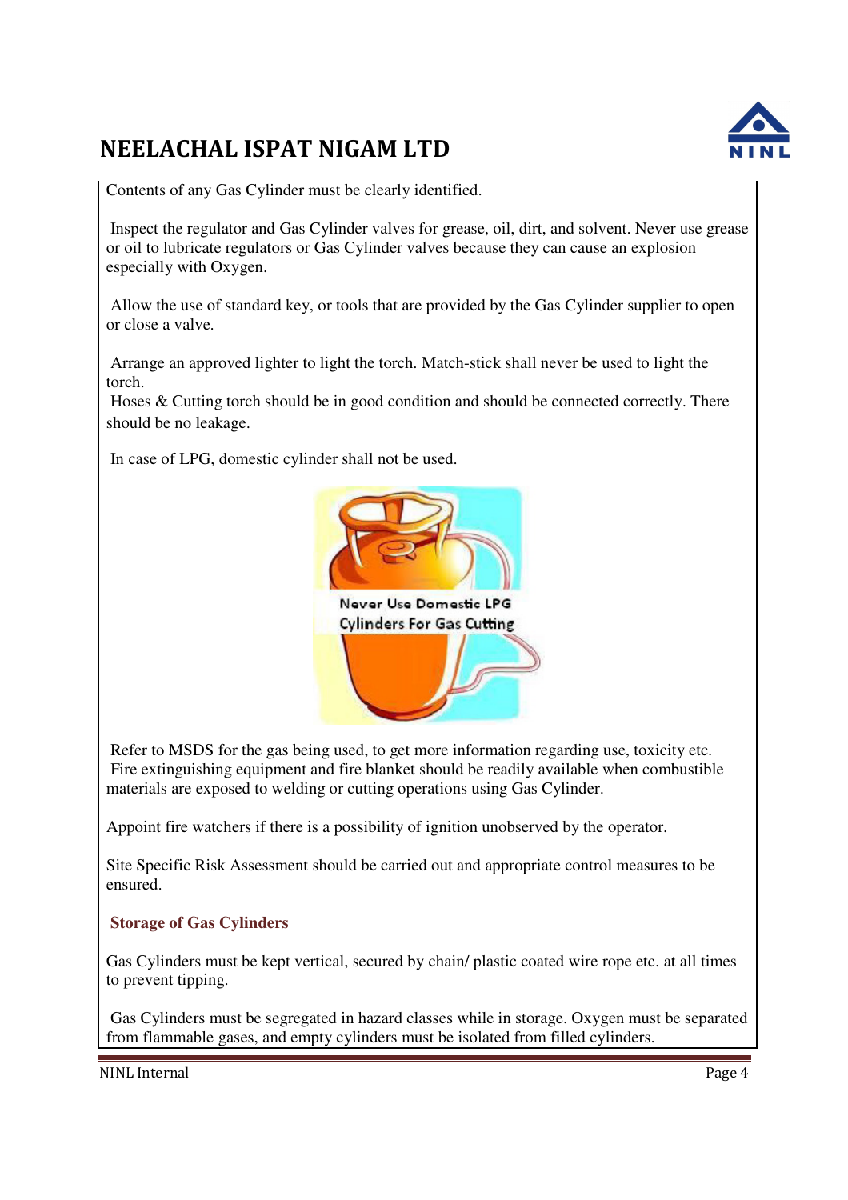Contents of any Gas Cylinder must be clearly identified.

Inspect the regulator and Gas Cylinder valves for grease, oil, dirt, and solvent. Never use grease or oil to lubricate regulators or Gas Cylinder valves because they can cause an explosion especially with Oxygen.

Allow the use of standard key, or tools that are provided by the Gas Cylinder supplier to open or close a valve.

Arrange an approved lighter to light the torch. Match-stick shall never be used to light the torch.

Hoses & Cutting torch should be in good condition and should be connected correctly. There should be no leakage.

In case of LPG, domestic cylinder shall not be used.

Never Use Domestic LPG Cylinders For Gas Cutting

Refer to MSDS for the gas being used, to get more information regarding use, toxicity etc.

Fire extinguishing equipment and fire blanket should be readily available when combustible materials are exposed to welding or cutting operations using Gas Cylinder.

Appoint fire watchers if there is a possibility of ignition unobserved by the operator.

Site Specific Risk Assessment should be carried out and appropriate control measures to be ensured.

### Storage of Gas Cylinders

Gas Cylinders must be kept vertical, secured by chain/ plastic coated wire rope etc. at all times to prevent tipping.

Gas Cylinders must be segregated in hazard classes while in storage. Oxygen must be separated from flammable gases, and empty cylinders must be isolated from filled cylinders.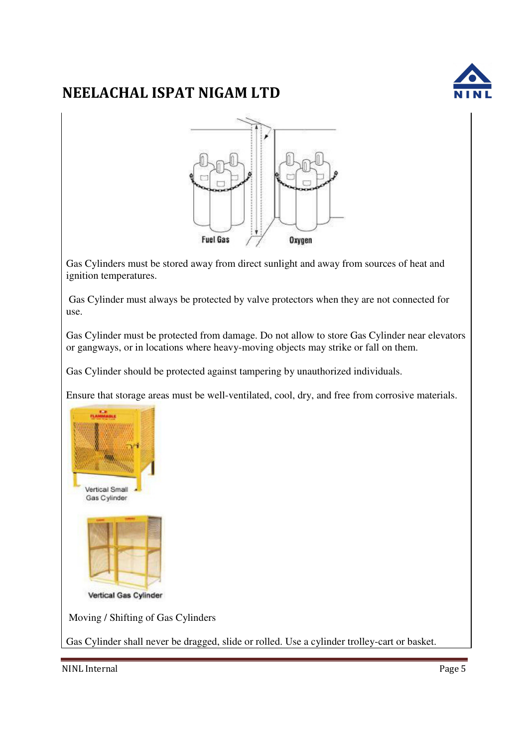Fuel Gas

Oxygen

Gas Cylinders must be stored away from direct sunlight and away from sources of heat and ignition temperatures.

Gas Cylinder must always be protected by valve protectors when they are not connected for use.

Gas Cylinder must be protected from damage. Do not allow to store Gas Cylinder near elevators or gangways, or in locations where heavy-moving objects may strike or fall on them.

Gas Cylinder should be protected against tampering by unauthorized individuals.

Ensure that storage areas must be well-ventilated, cool, dry, and free from corrosive materials.

Vertical Small Gas Cylinder

Vertical Gas Cylinder

Moving / Shifting of Gas Cylinders

Gas Cylinder shall never be dragged, slide or rolled. Use a cylinder trolley-cart or basket.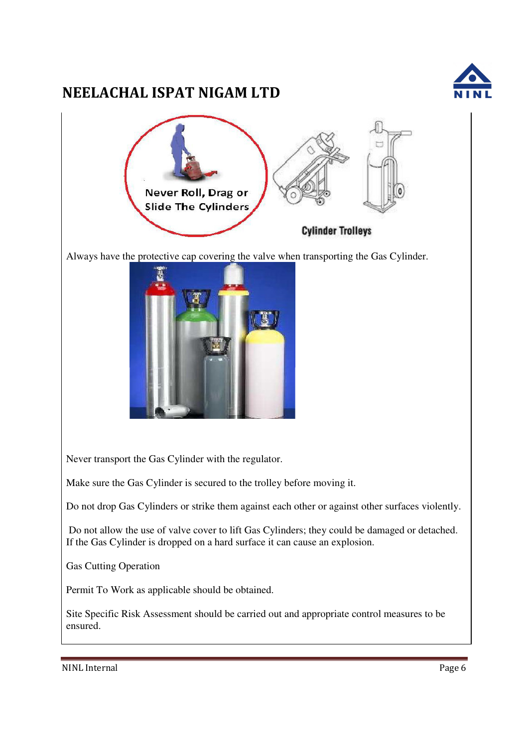Never Roll, Drag or Slide The Cylinders

Cylinder Trolleys

Always have the protective cap covering the valve when transporting the Gas Cylinder.

Never transport the Gas Cylinder with the regulator.

Make sure the Gas Cylinder is secured to the trolley before moving it.

Do not drop Gas Cylinders or strike them against each other or against other surfaces violently.

Do not allow the use of valve cover to lift Gas Cylinders; they could be damaged or detached. If the Gas Cylinder is dropped on a hard surface it can cause an explosion.

Gas Cutting Operation

Permit To Work as applicable should be obtained.

Site Specific Risk Assessment should be carried out and appropriate control measures to be ensured.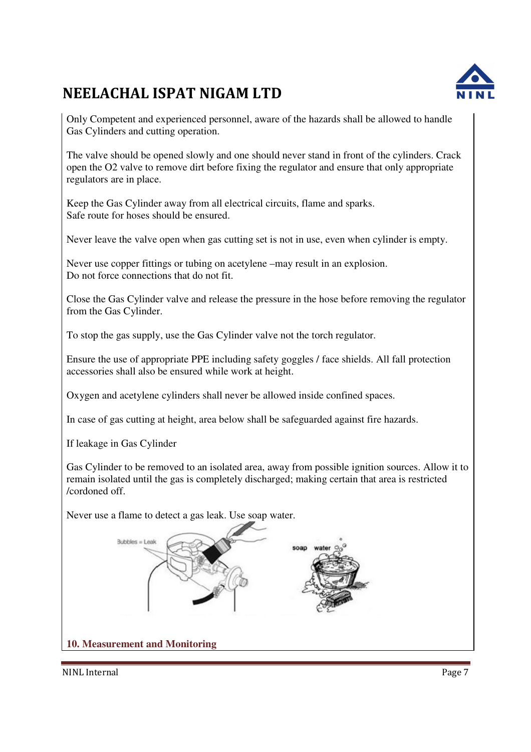Only Competent and experienced personnel, aware of the hazards shall be allowed to handle Gas Cylinders and cutting operation.

The valve should be opened slowly and one should never stand in front of the cylinders. Crack open the O2 valve to remove dirt before fixing the regulator and ensure that only appropriate regulators are in place.

Keep the Gas Cylinder away from all electrical circuits, flame and sparks.
Safe route for hoses should be ensured.

Never leave the valve open when gas cutting set is not in use, even when cylinder is empty.

Never use copper fittings or tubing on acetylene –may result in an explosion.
Do not force connections that do not fit.

Close the Gas Cylinder valve and release the pressure in the hose before removing the regulator from the Gas Cylinder.

To stop the gas supply, use the Gas Cylinder valve not the torch regulator.

Ensure the use of appropriate PPE including safety goggles / face shields. All fall protection accessories shall also be ensured while work at height.

Oxygen and acetylene cylinders shall never be allowed inside confined spaces.

In case of gas cutting at height, area below shall be safeguarded against fire hazards.

If leakage in Gas Cylinder

Gas Cylinder to be removed to an isolated area, away from possible ignition sources. Allow it to remain isolated until the gas is completely discharged; making certain that area is restricted /cordoned off.

Never use a flame to detect a gas leak. Use soap water.

## 10. Measurement and Monitoring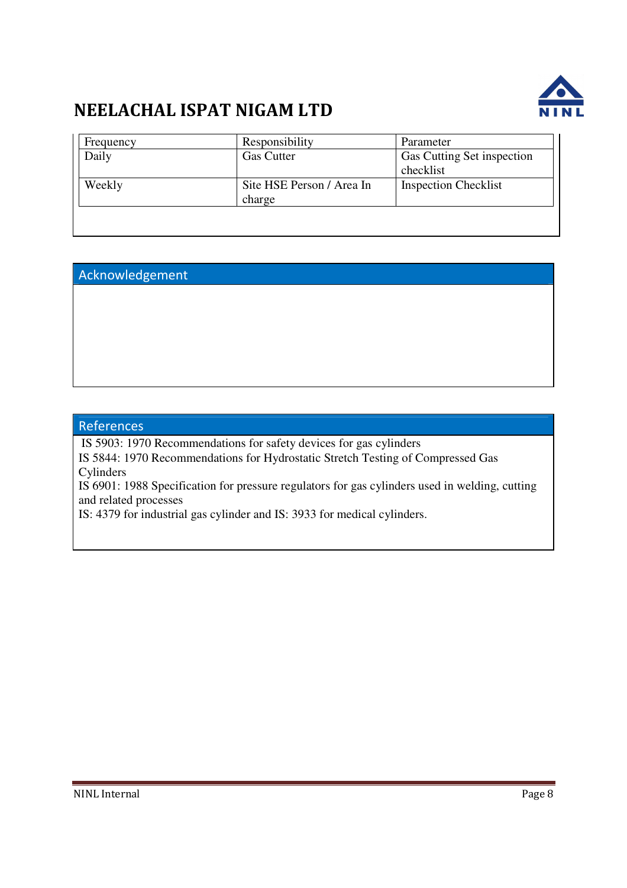| Frequency | Responsibility | Parameter |
| --- | --- | --- |
| Daily | Gas Cutter | Gas Cutting Set inspection checklist |
| Weekly | Site HSE Person / Area In charge | Inspection Checklist |

## Acknowledgement

## References

IS 5903: 1970 Recommendations for safety devices for gas cylinders

IS 5844: 1970 Recommendations for Hydrostatic Stretch Testing of Compressed Gas Cylinders

IS 6901: 1988 Specification for pressure regulators for gas cylinders used in welding, cutting and related processes

IS: 4379 for industrial gas cylinder and IS: 3933 for medical cylinders.